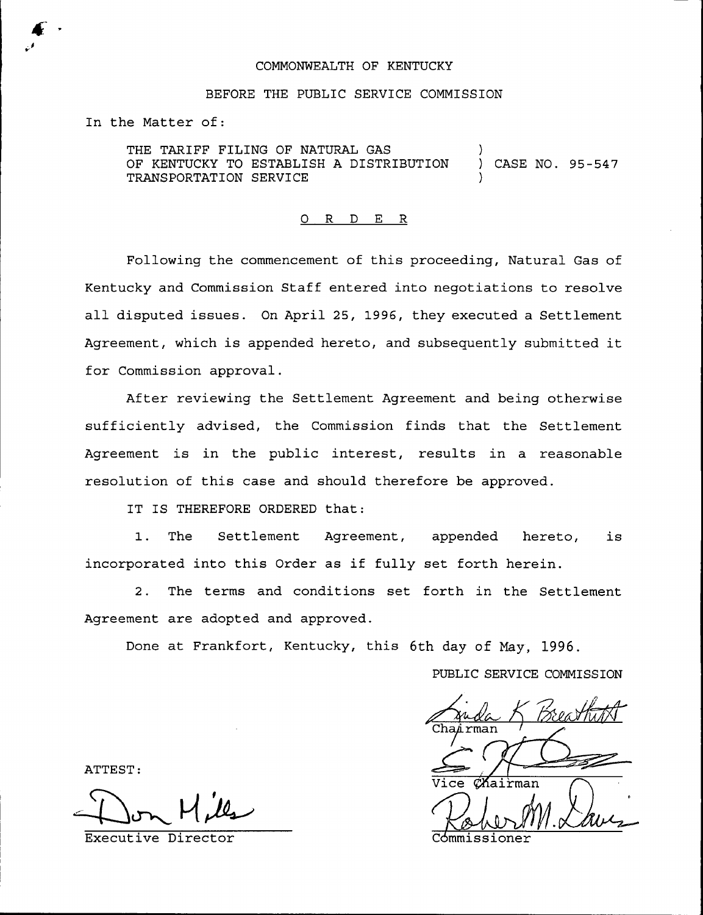COMMONWEALTH OF KENTUCKY

BEFORE THE PUBLIC SERVICE COMMISSION

In the Matter of:

THE TARIFF FILING OF NATURAL GAS OF KENTUCKY TO ESTABLISH A DISTRIBUTION TRANSPORTATION SERVICE ) CASE NO. 95-547

## O R D E R

Following the commencement of this proceeding, Natural Gas of Kentucky and Commission Staff entered into negotiations to resolve all disputed issues. On April 25, 1996, they executed a Settlement Agreement, which is appended hereto, and subsequently submitted it for Commission approval.

After reviewing the Settlement Agreement and being otherwise sufficiently advised, the Commission finds that the Settlement Agreement is in the public interest, results in a reasonable resolution of this case and should therefore be approved.

IT IS THEREFORE ORDERED that:

1. The Settlement Agreement, appended hereto, is incorporated into this Order as if fully set forth herein.

2. The terms and conditions set forth in the Settlement Agreement are adopted and approved.

Done at Frankfort, Kentucky, this 6th day of May, 1996.

PUBLIC SERVICE COMMISSION

Chairman

Vice Chairman

Commissioner

ATTEST:

Executive Director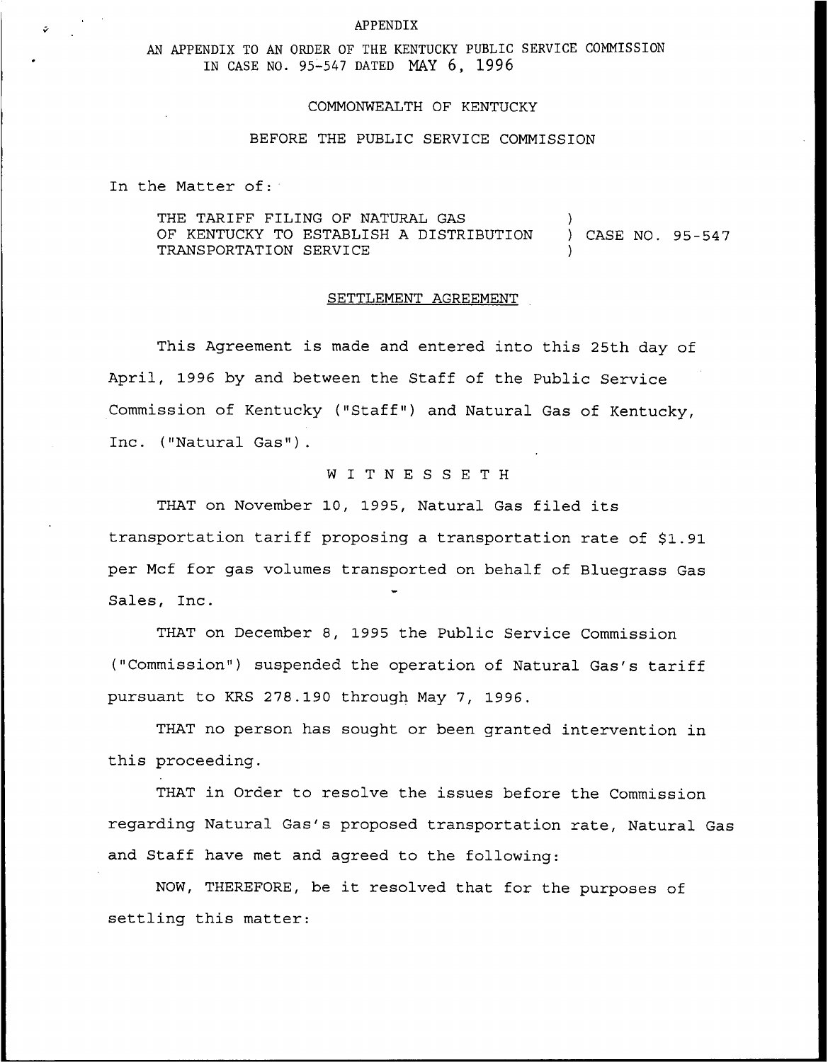APPENDIX

AN APPENDIX TO AN ORDER OF THE KENTUCKY PUBLIC SERVICE COMMISSION IN CASE NO. 95-547 DATED MAY 6, 1996

COMMONWEALTH OF KENTUCKY

BEFORE THE PUBLIC SERVICE COMMISSION

In the Matter of:

THE TARIFF FILING OF NATURAL GAS OF KENTUCKY TO ESTABLISH A DISTRIBUTION TRANSPORTATION SERVICE ) CASE NO. 95-547

SETTLEMENT AGREEMENT

This Agreement is made and entered into this 25th day of April, 1996 by and between the Staff of the Public Service Commission of Kentucky ("Staff") and Natural Gas of Kentucky, Inc. ("Natural Gas").

W I T N E S S E T H

THAT on November 10, 1995, Natural Gas filed its transportation tariff proposing a transportation rate of $1.91 per Mcf for gas volumes transported on behalf of Bluegrass Gas Sales, Inc.

THAT on December 8, 1995 the Public Service Commission ("Commission") suspended the operation of Natural Gas's tariff pursuant to KRS 278.190 through May 7, 1996.

THAT no person has sought or been granted intervention in this proceeding.

THAT in Order to resolve the issues before the Commission regarding Natural Gas's proposed transportation rate, Natural Gas and Staff have met and agreed to the following:

NOW, THEREFORE, be it resolved that for the purposes of settling this matter: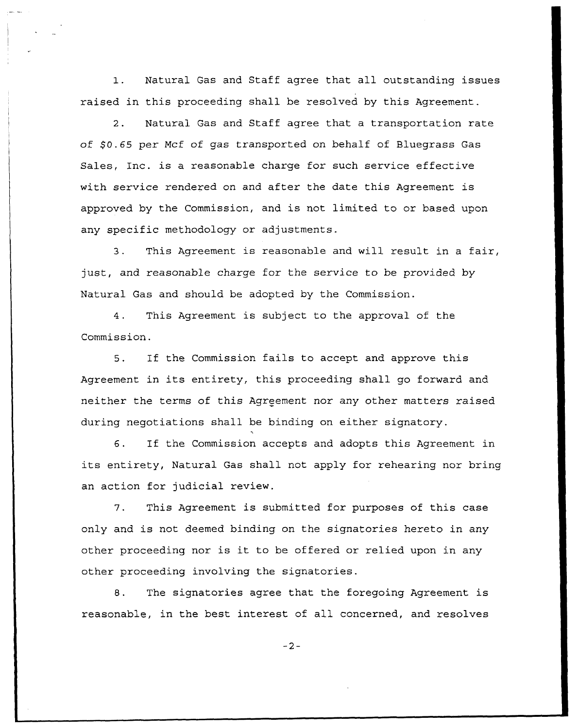1. Natural Gas and Staff agree that all outstanding issues raised in this proceeding shall be resolved by this Agreement.

2. Natural Gas and Staff agree that a transportation rate of $0.65 per Mcf of gas transported on behalf of Bluegrass Gas Sales, Inc. is a reasonable charge for such service effective with service rendered on and after the date this Agreement is approved by the Commission, and is not limited to or based upon any specific methodology or adjustments.

3. This Agreement is reasonable and will result in a fair, just, and reasonable charge for the service to be provided by Natural Gas and should be adopted by the Commission.

4. This Agreement is subject to the approval of the Commission.

5. If the Commission fails to accept and approve this Agreement in its entirety, this proceeding shall go forward and neither the terms of this Agreement nor any other matters raised during negotiations shall be binding on either signatory.

6. If the Commission accepts and adopts this Agreement in its entirety, Natural Gas shall not apply for rehearing nor bring an action for judicial review.

7. This Agreement is submitted for purposes of this case only and is not deemed binding on the signatories hereto in any other proceeding nor is it to be offered or relied upon in any other proceeding involving the signatories.

8. The signatories agree that the foregoing Agreement is reasonable, in the best interest of all concerned, and resolves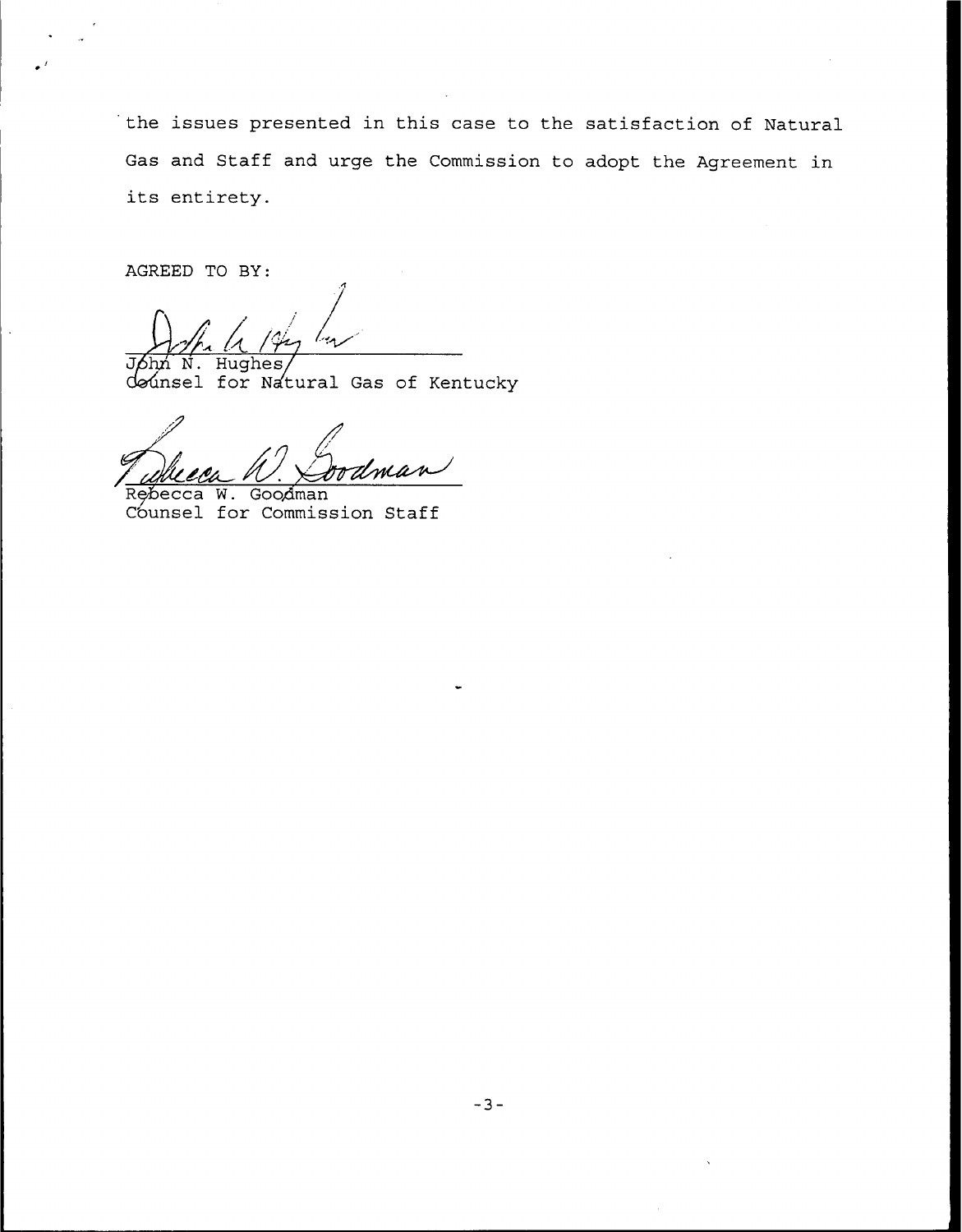the issues presented in this case to the satisfaction of Natural Gas and Staff and urge the Commission to adopt the Agreement in its entirety.

AGREED TO BY:

John N. Hughes
Counsel for Natural Gas of Kentucky

Rebecca W. Goodman
Counsel for Commission Staff